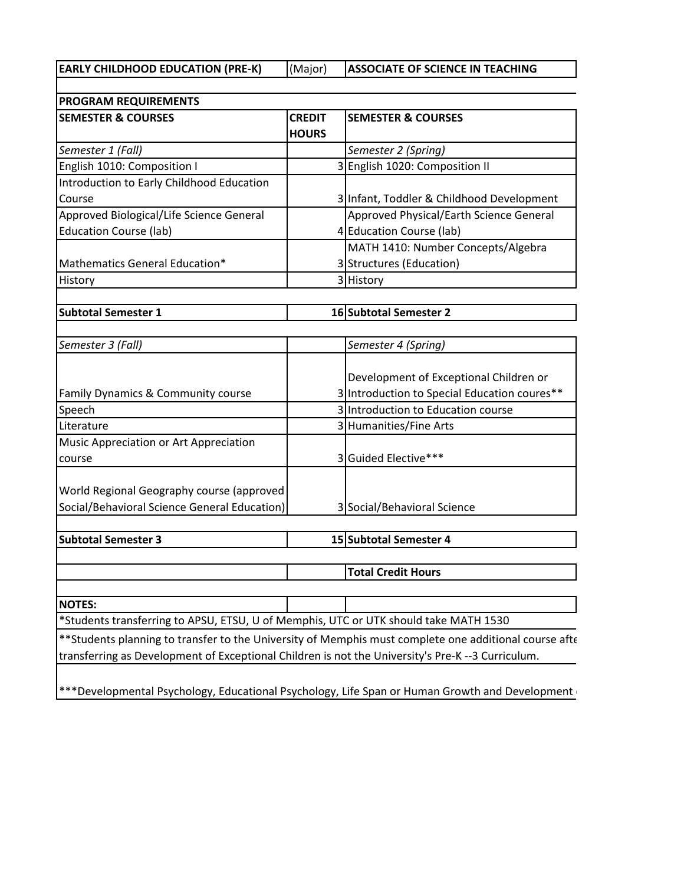| EARLY CHILDHOOD EDUCATION (PRE-K) | (Major) | ASSOCIATE OF SCIENCE IN TEACHING |
|---|---|---|
| **PROGRAM REQUIREMENTS** | | |
| **SEMESTER & COURSES** | **CREDIT HOURS** | **SEMESTER & COURSES** |
| *Semester 1 (Fall)* | | *Semester 2 (Spring)* |
| English 1010: Composition I | 3 | English 1020: Composition II |
| Introduction to Early Childhood Education Course | 3 | Infant, Toddler & Childhood Development |
| Approved Biological/Life Science General Education Course (lab) | 4 | Approved Physical/Earth Science General Education Course (lab) |
| Mathematics General Education* | 3 | MATH 1410: Number Concepts/Algebra Structures (Education) |
| History | 3 | History |
| **Subtotal Semester 1** | **16** | **Subtotal Semester 2** |
| *Semester 3 (Fall)* | | *Semester 4 (Spring)* |
| Family Dynamics & Community course | 3 | Development of Exceptional Children or Introduction to Special Education coures** |
| Speech | 3 | Introduction to Education course |
| Literature | 3 | Humanities/Fine Arts |
| Music Appreciation or Art Appreciation course | 3 | Guided Elective*** |
| World Regional Geography course (approved Social/Behavioral Science General Education) | 3 | Social/Behavioral Science |
| **Subtotal Semester 3** | **15** | **Subtotal Semester 4** |
| | | **Total Credit Hours** |

**NOTES:**

*Students transferring to APSU, ETSU, U of Memphis, UTC or UTK should take MATH 1530

**Students planning to transfer to the University of Memphis must complete one additional course afte transferring as Development of Exceptional Children is not the University's Pre-K --3 Curriculum.

***Developmental Psychology, Educational Psychology, Life Span or Human Growth and Development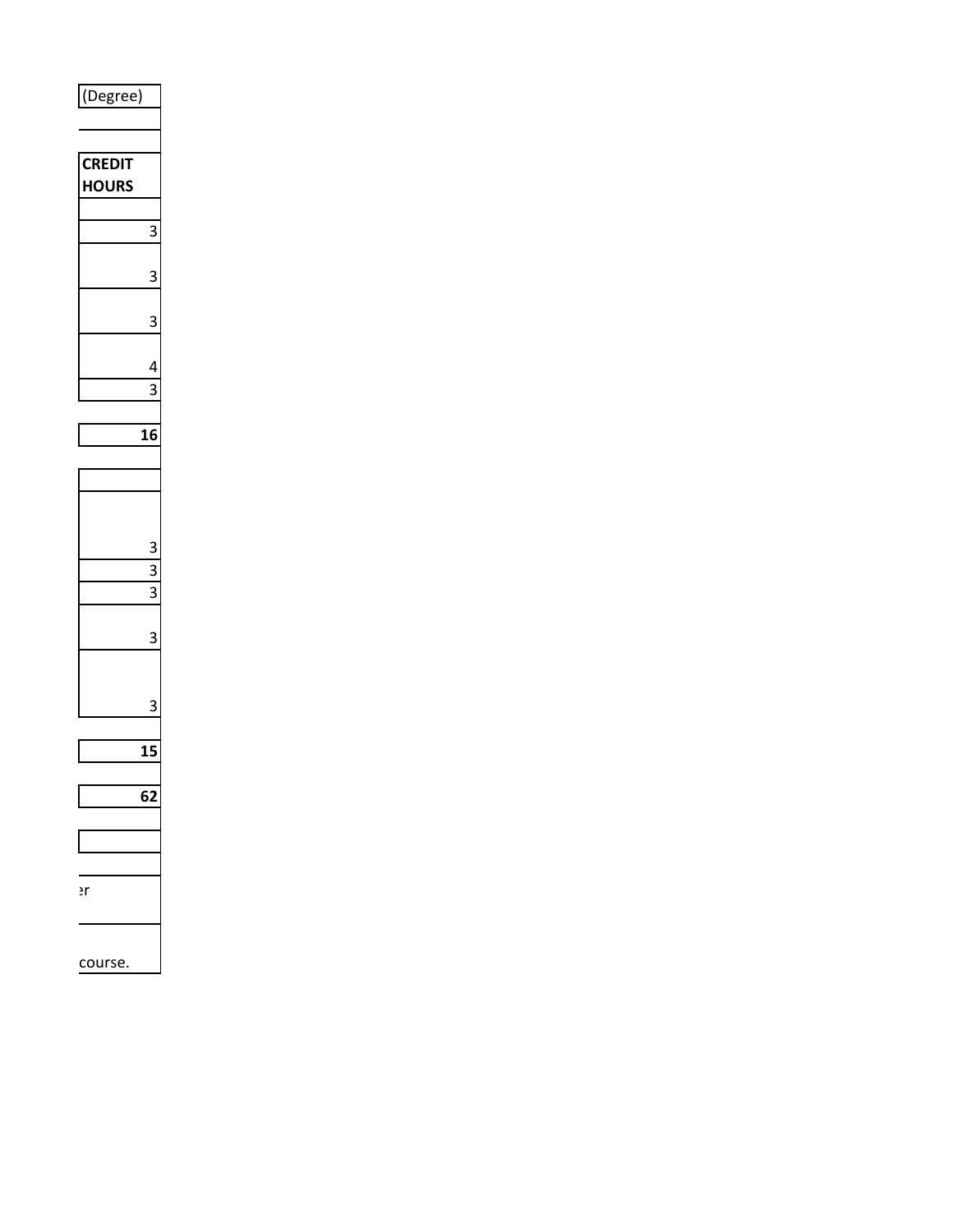| (Degree) |
|---|
| |
| **CREDIT HOURS** |
| |
| 3 |
| 3 |
| 3 |
| 4 |
| 3 |
| |
| **16** |
| |
| |
| 3 |
| 3 |
| 3 |
| 3 |
| 3 |
| |
| **15** |
| |
| **62** |
| |
| |
| |
| er |
| course. |